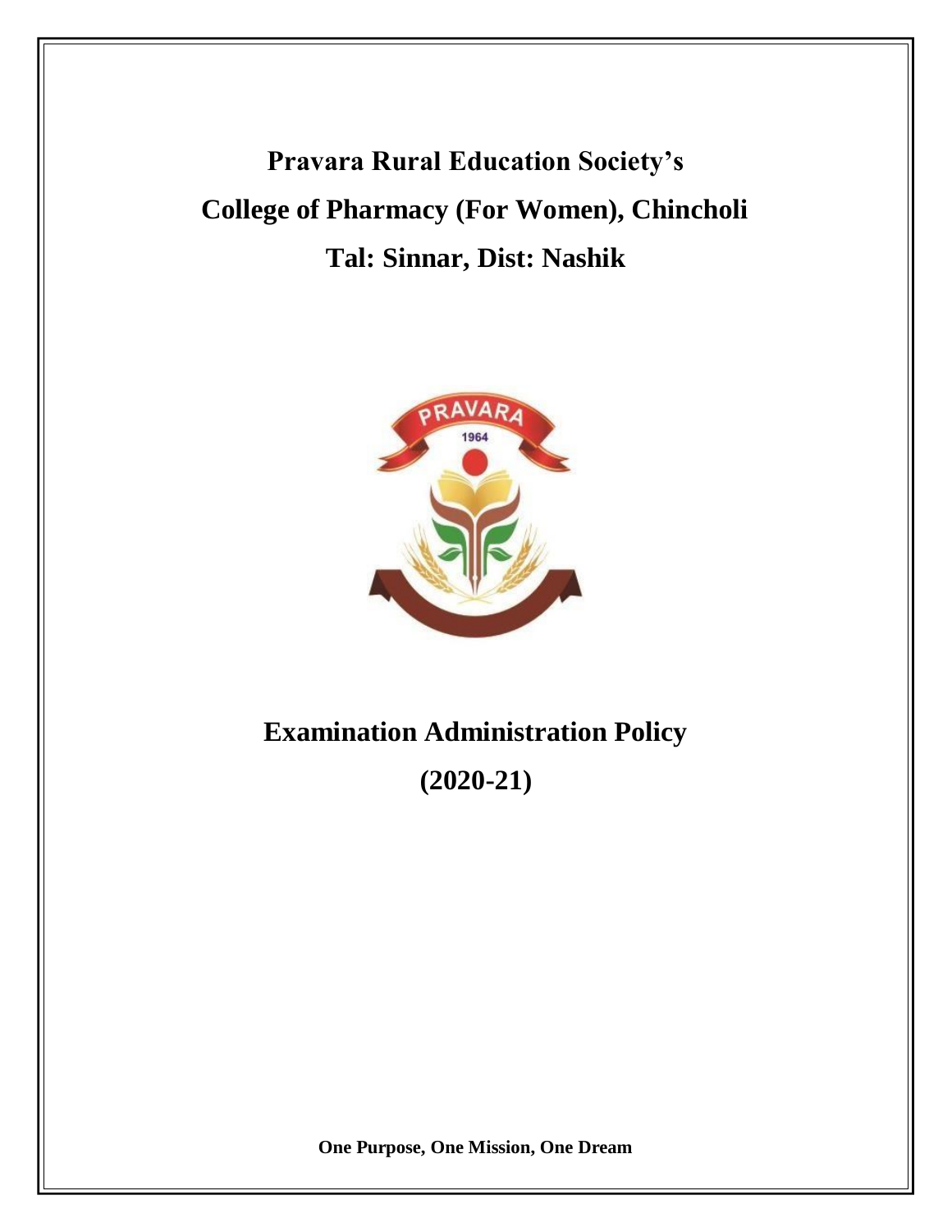# Pravara Rural Education Society's

# College of Pharmacy (For Women), Chincholi

# Tal: Sinnar, Dist: Nashik

# Examination Administration Policy

# (2020-21)

**One Purpose, One Mission, One Dream**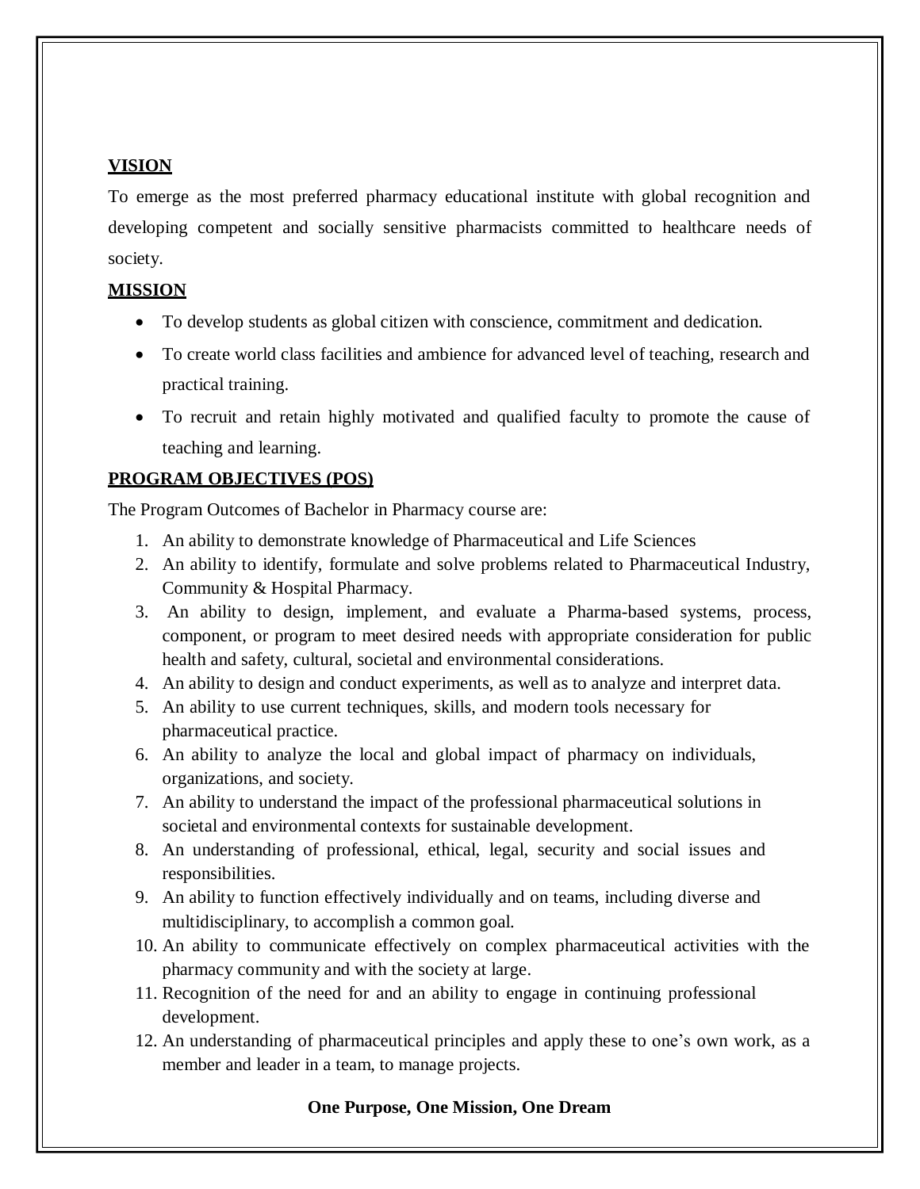## VISION

To emerge as the most preferred pharmacy educational institute with global recognition and developing competent and socially sensitive pharmacists committed to healthcare needs of society.

## MISSION

- To develop students as global citizen with conscience, commitment and dedication.
- To create world class facilities and ambience for advanced level of teaching, research and practical training.
- To recruit and retain highly motivated and qualified faculty to promote the cause of teaching and learning.

## PROGRAM OBJECTIVES (POS)

The Program Outcomes of Bachelor in Pharmacy course are:

1. An ability to demonstrate knowledge of Pharmaceutical and Life Sciences
2. An ability to identify, formulate and solve problems related to Pharmaceutical Industry, Community & Hospital Pharmacy.
3. An ability to design, implement, and evaluate a Pharma-based systems, process, component, or program to meet desired needs with appropriate consideration for public health and safety, cultural, societal and environmental considerations.
4. An ability to design and conduct experiments, as well as to analyze and interpret data.
5. An ability to use current techniques, skills, and modern tools necessary for pharmaceutical practice.
6. An ability to analyze the local and global impact of pharmacy on individuals, organizations, and society.
7. An ability to understand the impact of the professional pharmaceutical solutions in societal and environmental contexts for sustainable development.
8. An understanding of professional, ethical, legal, security and social issues and responsibilities.
9. An ability to function effectively individually and on teams, including diverse and multidisciplinary, to accomplish a common goal.
10. An ability to communicate effectively on complex pharmaceutical activities with the pharmacy community and with the society at large.
11. Recognition of the need for and an ability to engage in continuing professional development.
12. An understanding of pharmaceutical principles and apply these to one's own work, as a member and leader in a team, to manage projects.

**One Purpose, One Mission, One Dream**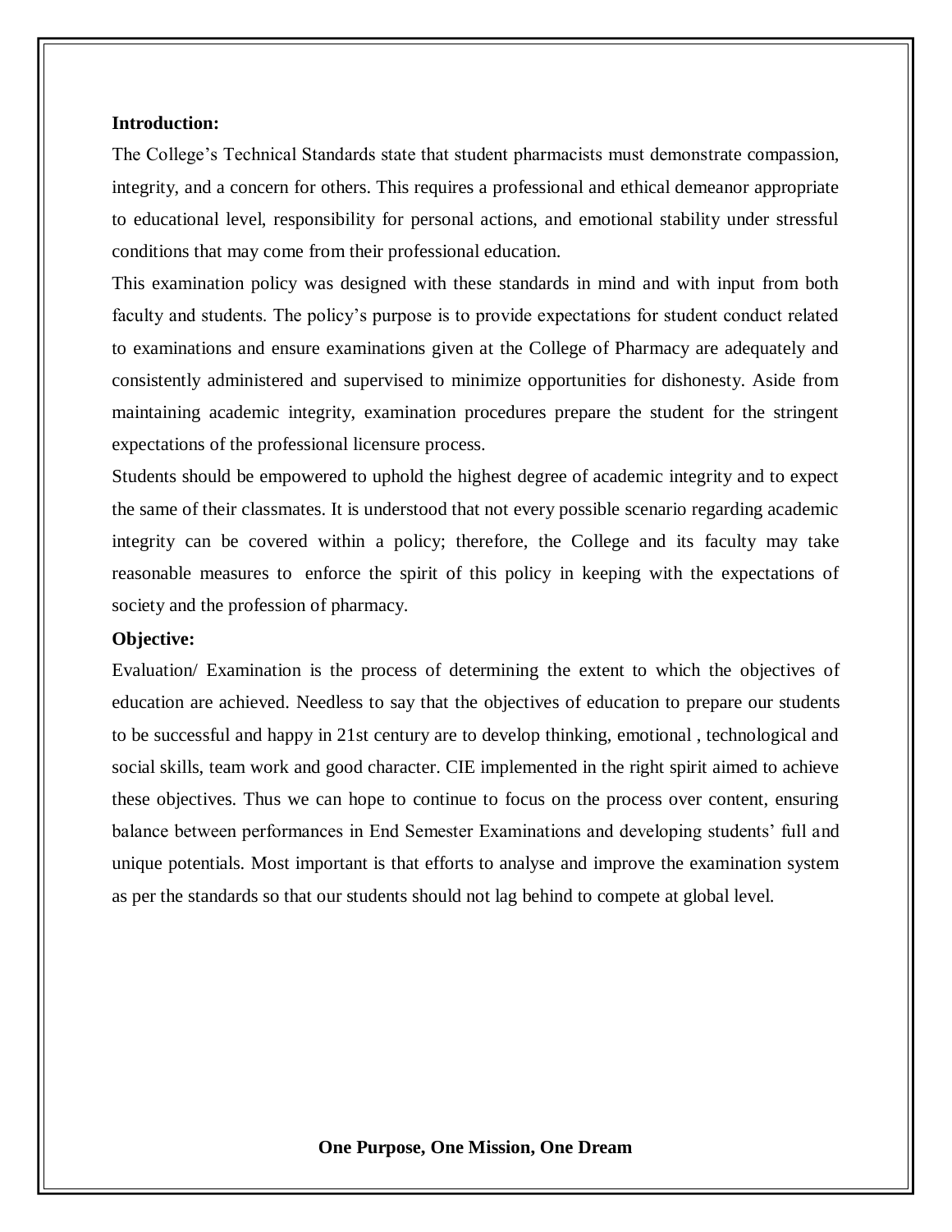**Introduction:**

The College's Technical Standards state that student pharmacists must demonstrate compassion, integrity, and a concern for others. This requires a professional and ethical demeanor appropriate to educational level, responsibility for personal actions, and emotional stability under stressful conditions that may come from their professional education.

This examination policy was designed with these standards in mind and with input from both faculty and students. The policy's purpose is to provide expectations for student conduct related to examinations and ensure examinations given at the College of Pharmacy are adequately and consistently administered and supervised to minimize opportunities for dishonesty. Aside from maintaining academic integrity, examination procedures prepare the student for the stringent expectations of the professional licensure process.

Students should be empowered to uphold the highest degree of academic integrity and to expect the same of their classmates. It is understood that not every possible scenario regarding academic integrity can be covered within a policy; therefore, the College and its faculty may take reasonable measures to enforce the spirit of this policy in keeping with the expectations of society and the profession of pharmacy.

**Objective:**

Evaluation/ Examination is the process of determining the extent to which the objectives of education are achieved. Needless to say that the objectives of education to prepare our students to be successful and happy in 21st century are to develop thinking, emotional , technological and social skills, team work and good character. CIE implemented in the right spirit aimed to achieve these objectives. Thus we can hope to continue to focus on the process over content, ensuring balance between performances in End Semester Examinations and developing students' full and unique potentials. Most important is that efforts to analyse and improve the examination system as per the standards so that our students should not lag behind to compete at global level.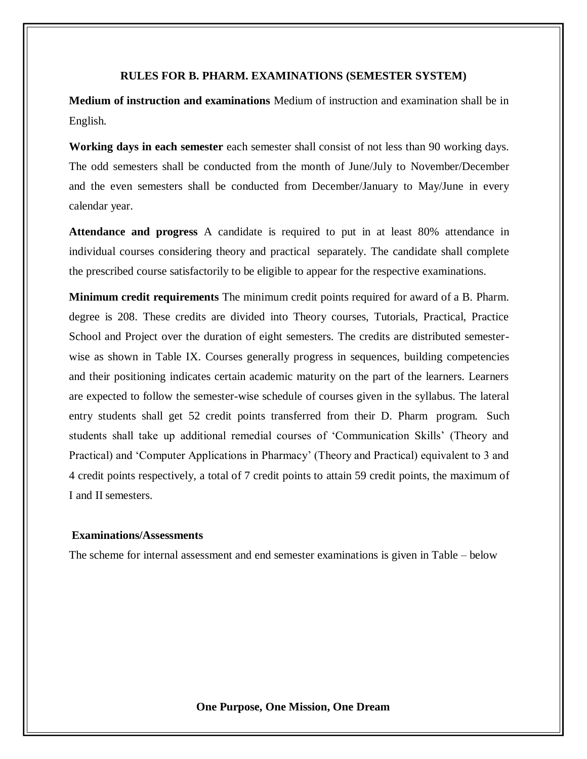## RULES FOR B. PHARM. EXAMINATIONS (SEMESTER SYSTEM)

**Medium of instruction and examinations** Medium of instruction and examination shall be in English.

**Working days in each semester** each semester shall consist of not less than 90 working days. The odd semesters shall be conducted from the month of June/July to November/December and the even semesters shall be conducted from December/January to May/June in every calendar year.

**Attendance and progress** A candidate is required to put in at least 80% attendance in individual courses considering theory and practical separately. The candidate shall complete the prescribed course satisfactorily to be eligible to appear for the respective examinations.

**Minimum credit requirements** The minimum credit points required for award of a B. Pharm. degree is 208. These credits are divided into Theory courses, Tutorials, Practical, Practice School and Project over the duration of eight semesters. The credits are distributed semester-wise as shown in Table IX. Courses generally progress in sequences, building competencies and their positioning indicates certain academic maturity on the part of the learners. Learners are expected to follow the semester-wise schedule of courses given in the syllabus. The lateral entry students shall get 52 credit points transferred from their D. Pharm program. Such students shall take up additional remedial courses of 'Communication Skills' (Theory and Practical) and 'Computer Applications in Pharmacy' (Theory and Practical) equivalent to 3 and 4 credit points respectively, a total of 7 credit points to attain 59 credit points, the maximum of I and II semesters.

### Examinations/Assessments

The scheme for internal assessment and end semester examinations is given in Table – below

**One Purpose, One Mission, One Dream**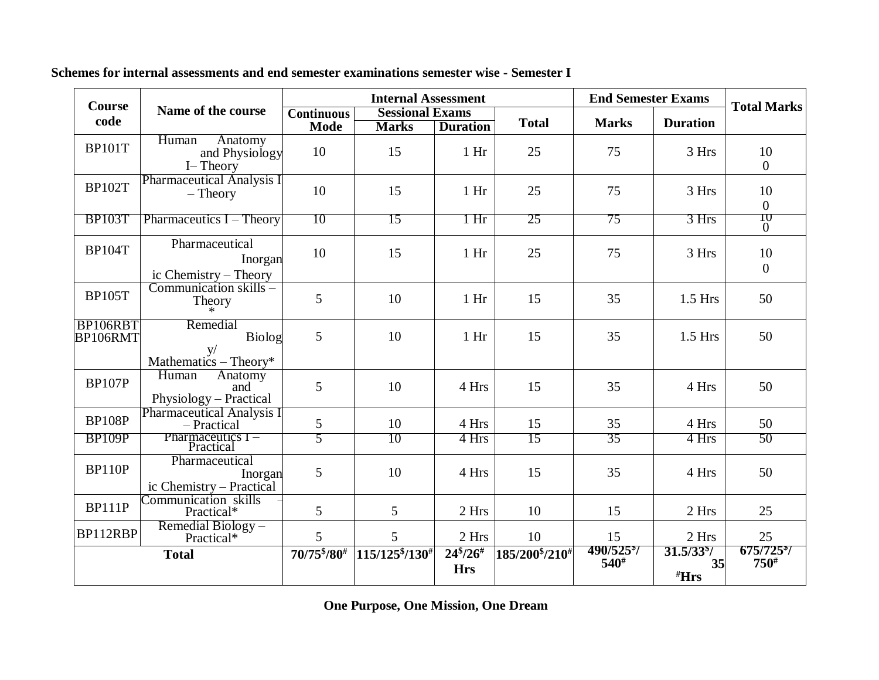**Schemes for internal assessments and end semester examinations semester wise - Semester I**

| Course code | Name of the course | Internal Assessment | | | | End Semester Exams | | Total Marks |
|---|---|---|---|---|---|---|---|---|
| | | Continuous Mode | Sessional Exams | | Total | Marks | Duration | |
| | | | Marks | Duration | | | | |
| BP101T | Human Anatomy and Physiology I– Theory | 10 | 15 | 1 Hr | 25 | 75 | 3 Hrs | 100 |
| BP102T | Pharmaceutical Analysis I – Theory | 10 | 15 | 1 Hr | 25 | 75 | 3 Hrs | 100 |
| BP103T | Pharmaceutics I – Theory | 10 | 15 | 1 Hr | 25 | 75 | 3 Hrs | 100 |
| BP104T | Pharmaceutical Inorganic Chemistry – Theory | 10 | 15 | 1 Hr | 25 | 75 | 3 Hrs | 100 |
| BP105T | Communication skills – Theory * | 5 | 10 | 1 Hr | 15 | 35 | 1.5 Hrs | 50 |
| BP106RBT BP106RMT | Remedial Biology/ Mathematics – Theory* | 5 | 10 | 1 Hr | 15 | 35 | 1.5 Hrs | 50 |
| BP107P | Human Anatomy and Physiology – Practical | 5 | 10 | 4 Hrs | 15 | 35 | 4 Hrs | 50 |
| BP108P | Pharmaceutical Analysis I – Practical | 5 | 10 | 4 Hrs | 15 | 35 | 4 Hrs | 50 |
| BP109P | Pharmaceutics I – Practical | 5 | 10 | 4 Hrs | 15 | 35 | 4 Hrs | 50 |
| BP110P | Pharmaceutical Inorganic Chemistry – Practical | 5 | 10 | 4 Hrs | 15 | 35 | 4 Hrs | 50 |
| BP111P | Communication skills – Practical* | 5 | 5 | 2 Hrs | 10 | 15 | 2 Hrs | 25 |
| BP112RBP | Remedial Biology – Practical* | 5 | 5 | 2 Hrs | 10 | 15 | 2 Hrs | 25 |
| **Total** | | **70/75$/80#** | **115/125$/130#** | **24$/26# Hrs** | **185/200$/210#** | **490/525$/540#** | **31.5/33$/35# Hrs** | **675/725$/750#** |

**One Purpose, One Mission, One Dream**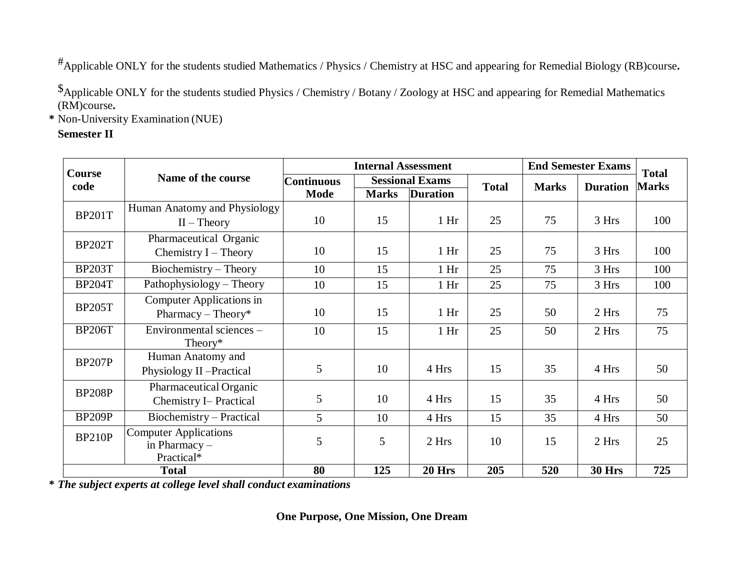#Applicable ONLY for the students studied Mathematics / Physics / Chemistry at HSC and appearing for Remedial Biology (RB)course**.**

$Applicable ONLY for the students studied Physics / Chemistry / Botany / Zoology at HSC and appearing for Remedial Mathematics (RM)course**.**

**\*** Non-University Examination (NUE)

**Semester II**

| Course code | Name of the course | Internal Assessment | | | | End Semester Exams | | Total Marks |
|---|---|---|---|---|---|---|---|---|
| | | Continuous Mode | Sessional Exams | | Total | Marks | Duration | |
| | | | Marks | Duration | | | | |
| BP201T | Human Anatomy and Physiology II – Theory | 10 | 15 | 1 Hr | 25 | 75 | 3 Hrs | 100 |
| BP202T | Pharmaceutical Organic Chemistry I – Theory | 10 | 15 | 1 Hr | 25 | 75 | 3 Hrs | 100 |
| BP203T | Biochemistry – Theory | 10 | 15 | 1 Hr | 25 | 75 | 3 Hrs | 100 |
| BP204T | Pathophysiology – Theory | 10 | 15 | 1 Hr | 25 | 75 | 3 Hrs | 100 |
| BP205T | Computer Applications in Pharmacy – Theory* | 10 | 15 | 1 Hr | 25 | 50 | 2 Hrs | 75 |
| BP206T | Environmental sciences – Theory* | 10 | 15 | 1 Hr | 25 | 50 | 2 Hrs | 75 |
| BP207P | Human Anatomy and Physiology II –Practical | 5 | 10 | 4 Hrs | 15 | 35 | 4 Hrs | 50 |
| BP208P | Pharmaceutical Organic Chemistry I– Practical | 5 | 10 | 4 Hrs | 15 | 35 | 4 Hrs | 50 |
| BP209P | Biochemistry – Practical | 5 | 10 | 4 Hrs | 15 | 35 | 4 Hrs | 50 |
| BP210P | Computer Applications in Pharmacy – Practical* | 5 | 5 | 2 Hrs | 10 | 15 | 2 Hrs | 25 |
| **Total** | | **80** | **125** | **20 Hrs** | **205** | **520** | **30 Hrs** | **725** |

**\*** ***The subject experts at college level shall conduct examinations***

**One Purpose, One Mission, One Dream**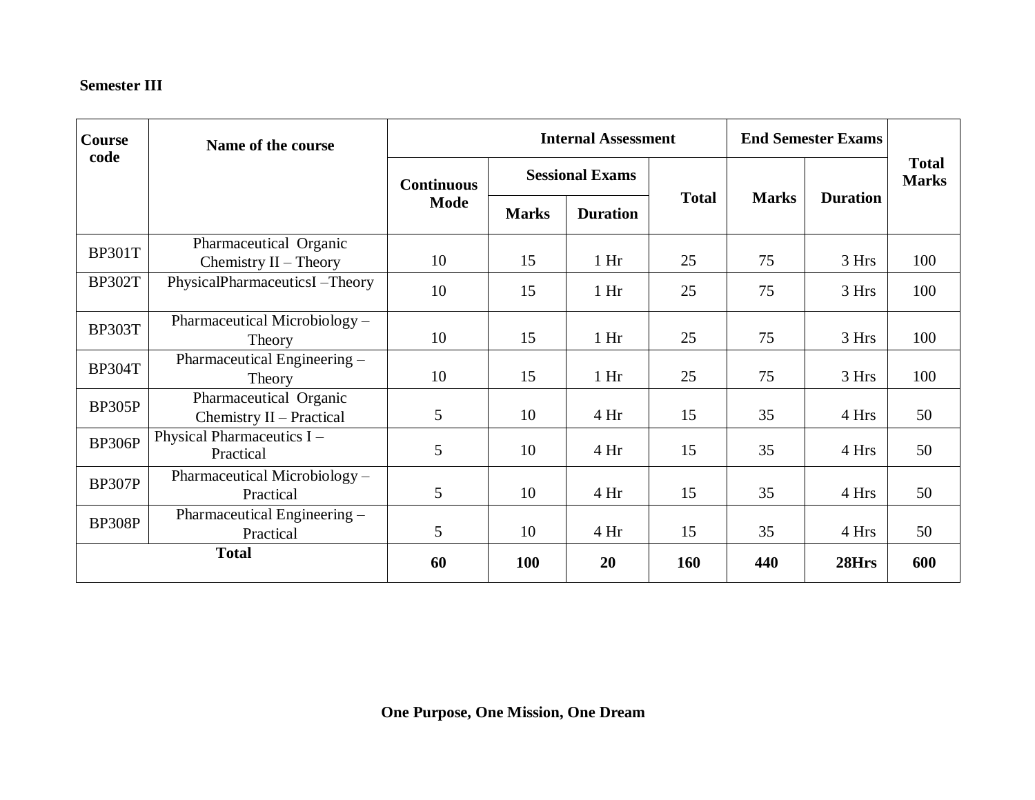**Semester III**

| Course code | Name of the course | Internal Assessment | | | | End Semester Exams | | Total Marks |
|---|---|---|---|---|---|---|---|---|
| | | Continuous Mode | Sessional Exams | | Total | Marks | Duration | |
| | | | Marks | Duration | | | | |
| BP301T | Pharmaceutical Organic Chemistry II – Theory | 10 | 15 | 1 Hr | 25 | 75 | 3 Hrs | 100 |
| BP302T | PhysicalPharmaceuticsI –Theory | 10 | 15 | 1 Hr | 25 | 75 | 3 Hrs | 100 |
| BP303T | Pharmaceutical Microbiology – Theory | 10 | 15 | 1 Hr | 25 | 75 | 3 Hrs | 100 |
| BP304T | Pharmaceutical Engineering – Theory | 10 | 15 | 1 Hr | 25 | 75 | 3 Hrs | 100 |
| BP305P | Pharmaceutical Organic Chemistry II – Practical | 5 | 10 | 4 Hr | 15 | 35 | 4 Hrs | 50 |
| BP306P | Physical Pharmaceutics I – Practical | 5 | 10 | 4 Hr | 15 | 35 | 4 Hrs | 50 |
| BP307P | Pharmaceutical Microbiology – Practical | 5 | 10 | 4 Hr | 15 | 35 | 4 Hrs | 50 |
| BP308P | Pharmaceutical Engineering – Practical | 5 | 10 | 4 Hr | 15 | 35 | 4 Hrs | 50 |
| **Total** | | **60** | **100** | **20** | **160** | **440** | **28Hrs** | **600** |

**One Purpose, One Mission, One Dream**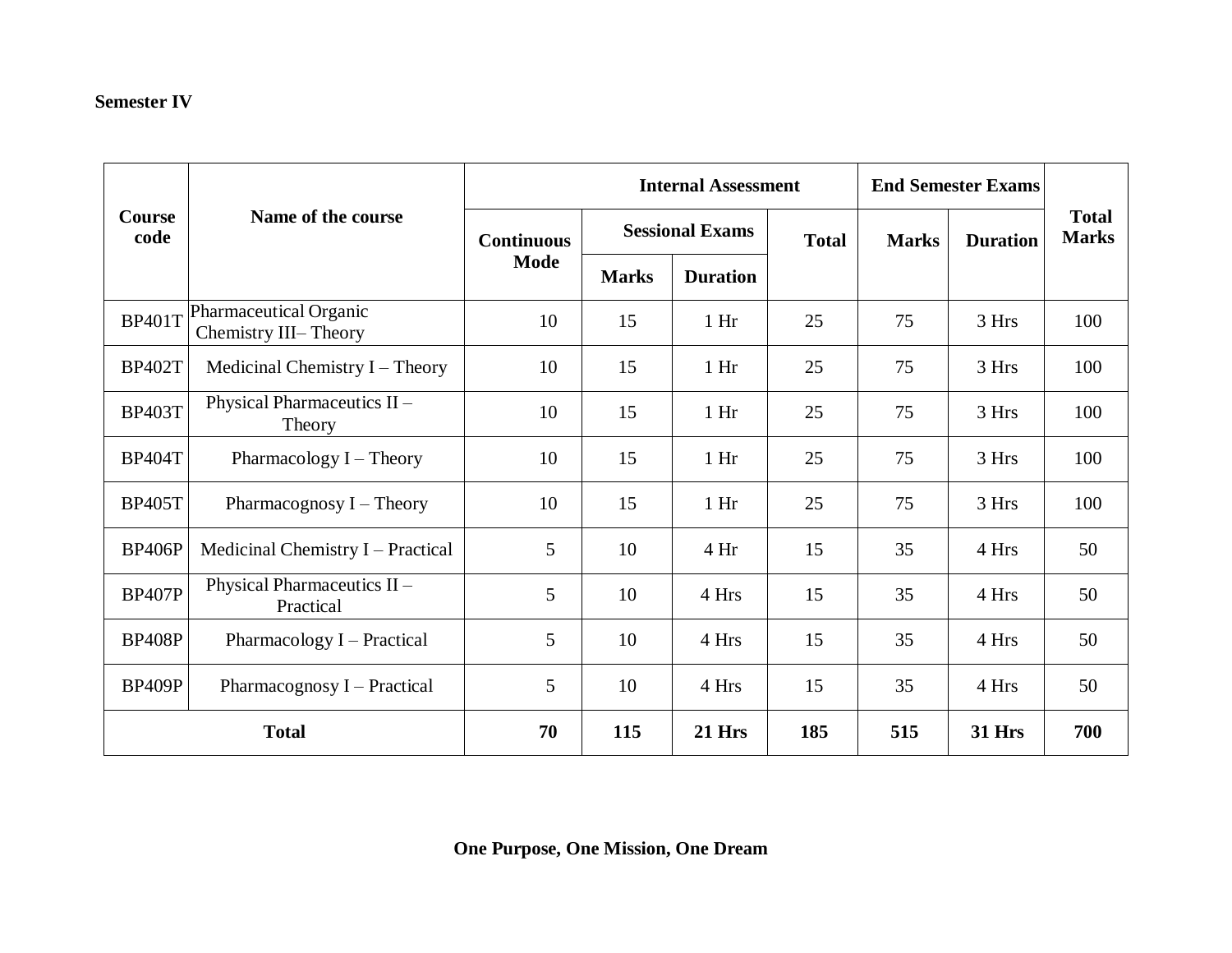**Semester IV**

| Course code | Name of the course | Internal Assessment | | | | End Semester Exams | | Total Marks |
|---|---|---|---|---|---|---|---|---|
| | | Continuous Mode | Sessional Exams | | Total | Marks | Duration | |
| | | | Marks | Duration | | | | |
| BP401T | Pharmaceutical Organic Chemistry III– Theory | 10 | 15 | 1 Hr | 25 | 75 | 3 Hrs | 100 |
| BP402T | Medicinal Chemistry I – Theory | 10 | 15 | 1 Hr | 25 | 75 | 3 Hrs | 100 |
| BP403T | Physical Pharmaceutics II – Theory | 10 | 15 | 1 Hr | 25 | 75 | 3 Hrs | 100 |
| BP404T | Pharmacology I – Theory | 10 | 15 | 1 Hr | 25 | 75 | 3 Hrs | 100 |
| BP405T | Pharmacognosy I – Theory | 10 | 15 | 1 Hr | 25 | 75 | 3 Hrs | 100 |
| BP406P | Medicinal Chemistry I – Practical | 5 | 10 | 4 Hr | 15 | 35 | 4 Hrs | 50 |
| BP407P | Physical Pharmaceutics II – Practical | 5 | 10 | 4 Hrs | 15 | 35 | 4 Hrs | 50 |
| BP408P | Pharmacology I – Practical | 5 | 10 | 4 Hrs | 15 | 35 | 4 Hrs | 50 |
| BP409P | Pharmacognosy I – Practical | 5 | 10 | 4 Hrs | 15 | 35 | 4 Hrs | 50 |
| **Total** | | **70** | **115** | **21 Hrs** | **185** | **515** | **31 Hrs** | **700** |

**One Purpose, One Mission, One Dream**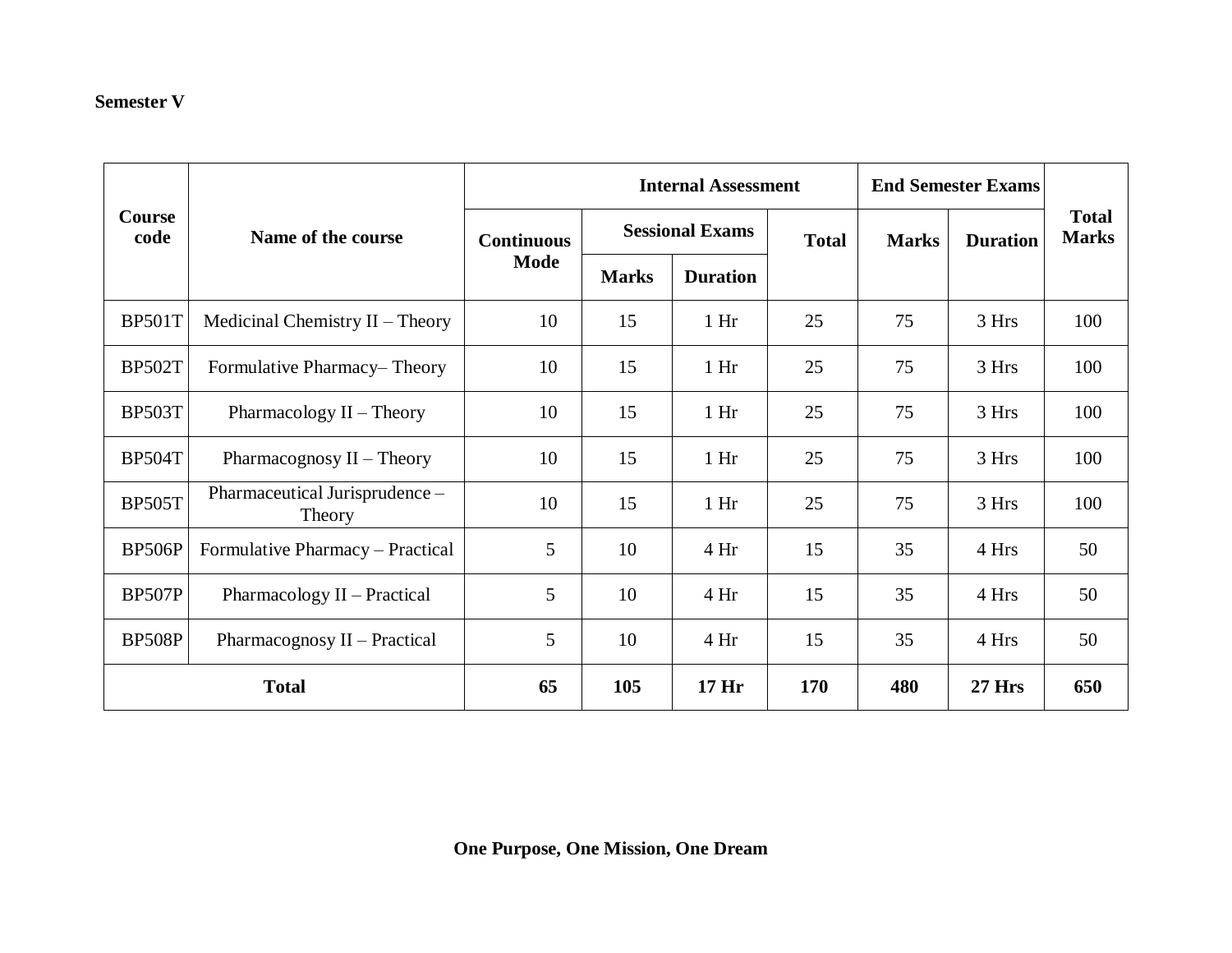**Semester V**

| Course code | Name of the course | Internal Assessment | | | | End Semester Exams | | Total Marks |
|---|---|---|---|---|---|---|---|---|
| | | Continuous Mode | Sessional Exams | | Total | Marks | Duration | |
| | | | Marks | Duration | | | | |
| BP501T | Medicinal Chemistry II – Theory | 10 | 15 | 1 Hr | 25 | 75 | 3 Hrs | 100 |
| BP502T | Formulative Pharmacy– Theory | 10 | 15 | 1 Hr | 25 | 75 | 3 Hrs | 100 |
| BP503T | Pharmacology II – Theory | 10 | 15 | 1 Hr | 25 | 75 | 3 Hrs | 100 |
| BP504T | Pharmacognosy II – Theory | 10 | 15 | 1 Hr | 25 | 75 | 3 Hrs | 100 |
| BP505T | Pharmaceutical Jurisprudence – Theory | 10 | 15 | 1 Hr | 25 | 75 | 3 Hrs | 100 |
| BP506P | Formulative Pharmacy – Practical | 5 | 10 | 4 Hr | 15 | 35 | 4 Hrs | 50 |
| BP507P | Pharmacology II – Practical | 5 | 10 | 4 Hr | 15 | 35 | 4 Hrs | 50 |
| BP508P | Pharmacognosy II – Practical | 5 | 10 | 4 Hr | 15 | 35 | 4 Hrs | 50 |
| **Total** | | **65** | **105** | **17 Hr** | **170** | **480** | **27 Hrs** | **650** |

**One Purpose, One Mission, One Dream**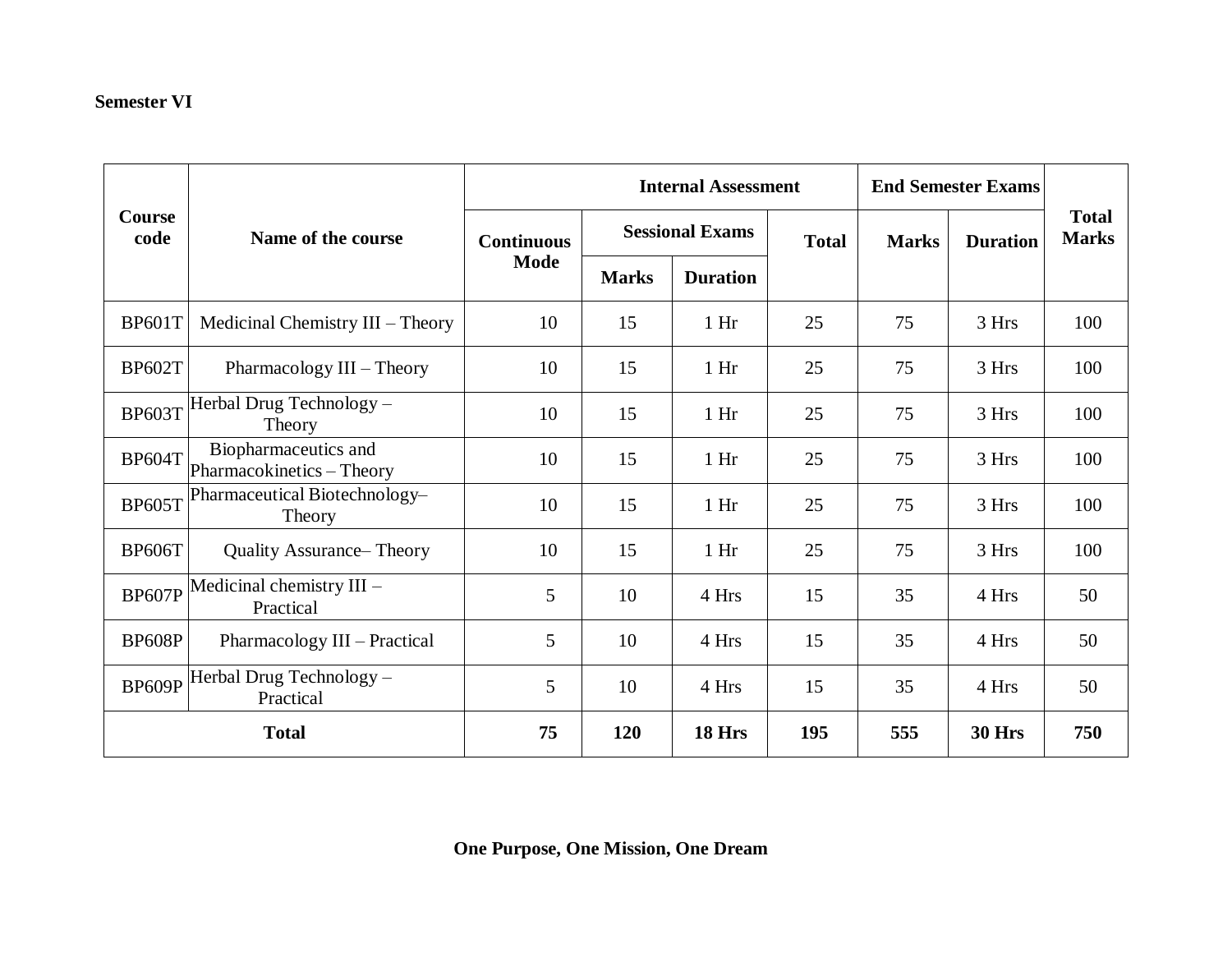**Semester VI**

| Course code | Name of the course | Internal Assessment | | | | End Semester Exams | | Total Marks |
|---|---|---|---|---|---|---|---|---|
| | | Continuous Mode | Sessional Exams | | Total | Marks | Duration | |
| | | | Marks | Duration | | | | |
| BP601T | Medicinal Chemistry III – Theory | 10 | 15 | 1 Hr | 25 | 75 | 3 Hrs | 100 |
| BP602T | Pharmacology III – Theory | 10 | 15 | 1 Hr | 25 | 75 | 3 Hrs | 100 |
| BP603T | Herbal Drug Technology – Theory | 10 | 15 | 1 Hr | 25 | 75 | 3 Hrs | 100 |
| BP604T | Biopharmaceutics and Pharmacokinetics – Theory | 10 | 15 | 1 Hr | 25 | 75 | 3 Hrs | 100 |
| BP605T | Pharmaceutical Biotechnology– Theory | 10 | 15 | 1 Hr | 25 | 75 | 3 Hrs | 100 |
| BP606T | Quality Assurance– Theory | 10 | 15 | 1 Hr | 25 | 75 | 3 Hrs | 100 |
| BP607P | Medicinal chemistry III – Practical | 5 | 10 | 4 Hrs | 15 | 35 | 4 Hrs | 50 |
| BP608P | Pharmacology III – Practical | 5 | 10 | 4 Hrs | 15 | 35 | 4 Hrs | 50 |
| BP609P | Herbal Drug Technology – Practical | 5 | 10 | 4 Hrs | 15 | 35 | 4 Hrs | 50 |
| **Total** | | **75** | **120** | **18 Hrs** | **195** | **555** | **30 Hrs** | **750** |

**One Purpose, One Mission, One Dream**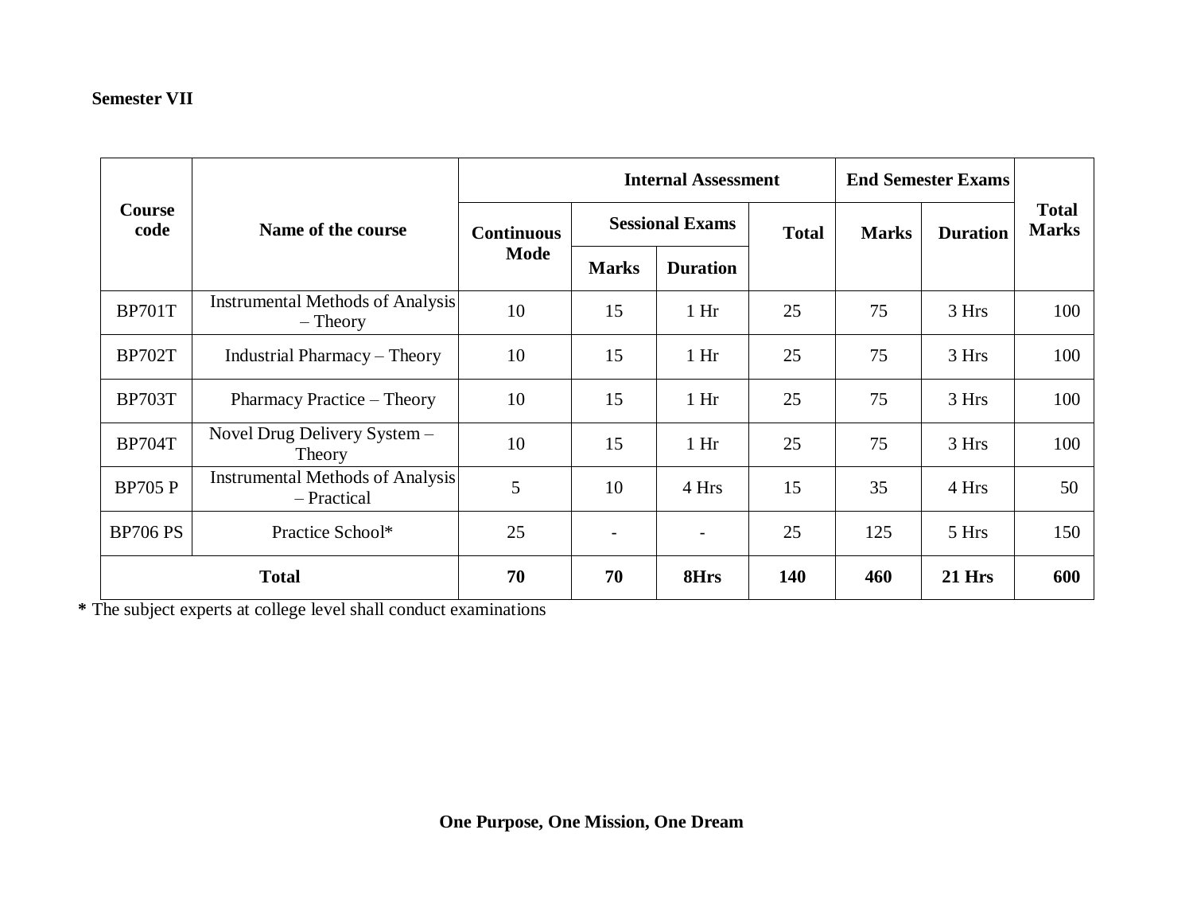**Semester VII**

| Course code | Name of the course | Internal Assessment | | | | End Semester Exams | | Total Marks |
|---|---|---|---|---|---|---|---|---|
| | | Continuous Mode | Sessional Exams | | Total | Marks | Duration | |
| | | | Marks | Duration | | | | |
| BP701T | Instrumental Methods of Analysis – Theory | 10 | 15 | 1 Hr | 25 | 75 | 3 Hrs | 100 |
| BP702T | Industrial Pharmacy – Theory | 10 | 15 | 1 Hr | 25 | 75 | 3 Hrs | 100 |
| BP703T | Pharmacy Practice – Theory | 10 | 15 | 1 Hr | 25 | 75 | 3 Hrs | 100 |
| BP704T | Novel Drug Delivery System – Theory | 10 | 15 | 1 Hr | 25 | 75 | 3 Hrs | 100 |
| BP705 P | Instrumental Methods of Analysis – Practical | 5 | 10 | 4 Hrs | 15 | 35 | 4 Hrs | 50 |
| BP706 PS | Practice School* | 25 | - | - | 25 | 125 | 5 Hrs | 150 |
| **Total** | | **70** | **70** | **8Hrs** | **140** | **460** | **21 Hrs** | **600** |

**\*** The subject experts at college level shall conduct examinations

**One Purpose, One Mission, One Dream**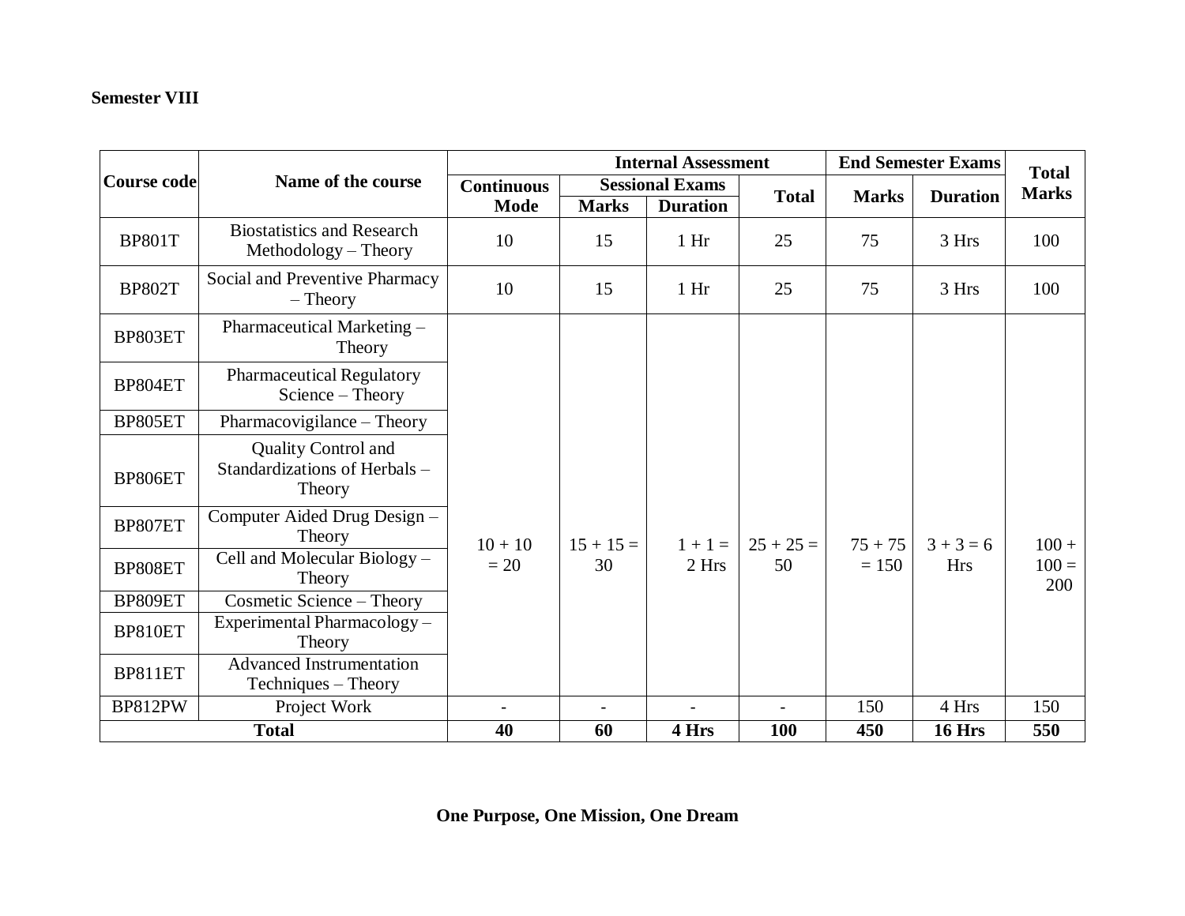**Semester VIII**

| Course code | Name of the course | Internal Assessment | | | | End Semester Exams | | Total Marks |
|---|---|---|---|---|---|---|---|---|
| | | Continuous Mode | Sessional Exams | | Total | Marks | Duration | |
| | | | Marks | Duration | | | | |
| BP801T | Biostatistics and Research Methodology – Theory | 10 | 15 | 1 Hr | 25 | 75 | 3 Hrs | 100 |
| BP802T | Social and Preventive Pharmacy – Theory | 10 | 15 | 1 Hr | 25 | 75 | 3 Hrs | 100 |
| BP803ET | Pharmaceutical Marketing – Theory | 10 + 10 = 20 | 15 + 15 = 30 | 1 + 1 = 2 Hrs | 25 + 25 = 50 | 75 + 75 = 150 | 3 + 3 = 6 Hrs | 100 + 100 = 200 |
| BP804ET | Pharmaceutical Regulatory Science – Theory | | | | | | | |
| BP805ET | Pharmacovigilance – Theory | | | | | | | |
| BP806ET | Quality Control and Standardizations of Herbals – Theory | | | | | | | |
| BP807ET | Computer Aided Drug Design – Theory | | | | | | | |
| BP808ET | Cell and Molecular Biology – Theory | | | | | | | |
| BP809ET | Cosmetic Science – Theory | | | | | | | |
| BP810ET | Experimental Pharmacology – Theory | | | | | | | |
| BP811ET | Advanced Instrumentation Techniques – Theory | | | | | | | |
| BP812PW | Project Work | - | - | - | - | 150 | 4 Hrs | 150 |
| **Total** | | **40** | **60** | **4 Hrs** | **100** | **450** | **16 Hrs** | **550** |

**One Purpose, One Mission, One Dream**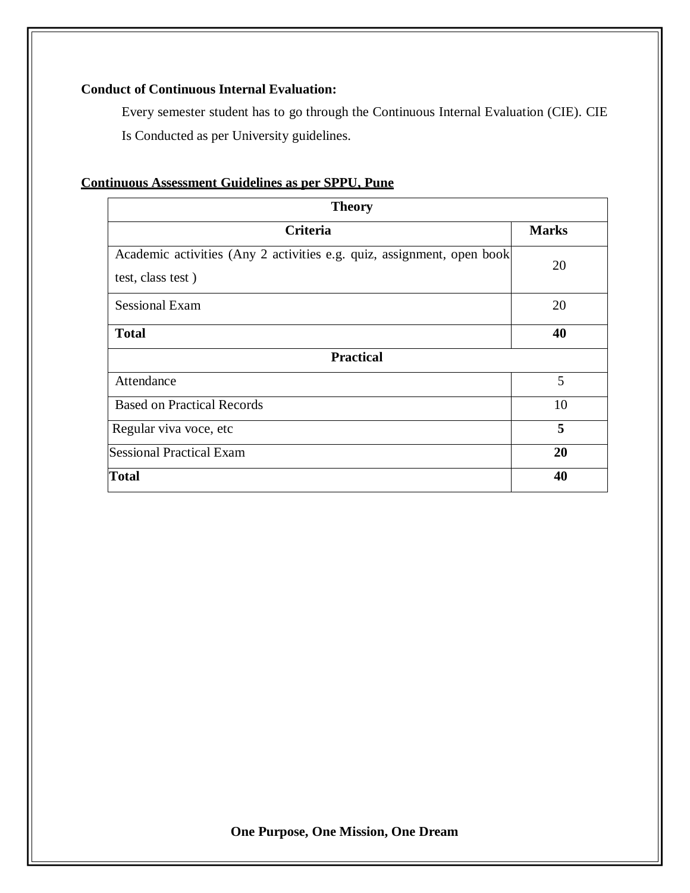**Conduct of Continuous Internal Evaluation:**

Every semester student has to go through the Continuous Internal Evaluation (CIE). CIE Is Conducted as per University guidelines.

**Continuous Assessment Guidelines as per SPPU, Pune**

| **Theory** | |
|---|---|
| **Criteria** | **Marks** |
| Academic activities (Any 2 activities e.g. quiz, assignment, open book test, class test ) | 20 |
| Sessional Exam | 20 |
| **Total** | **40** |
| **Practical** | |
| Attendance | 5 |
| Based on Practical Records | 10 |
| Regular viva voce, etc | **5** |
| Sessional Practical Exam | **20** |
| **Total** | **40** |

**One Purpose, One Mission, One Dream**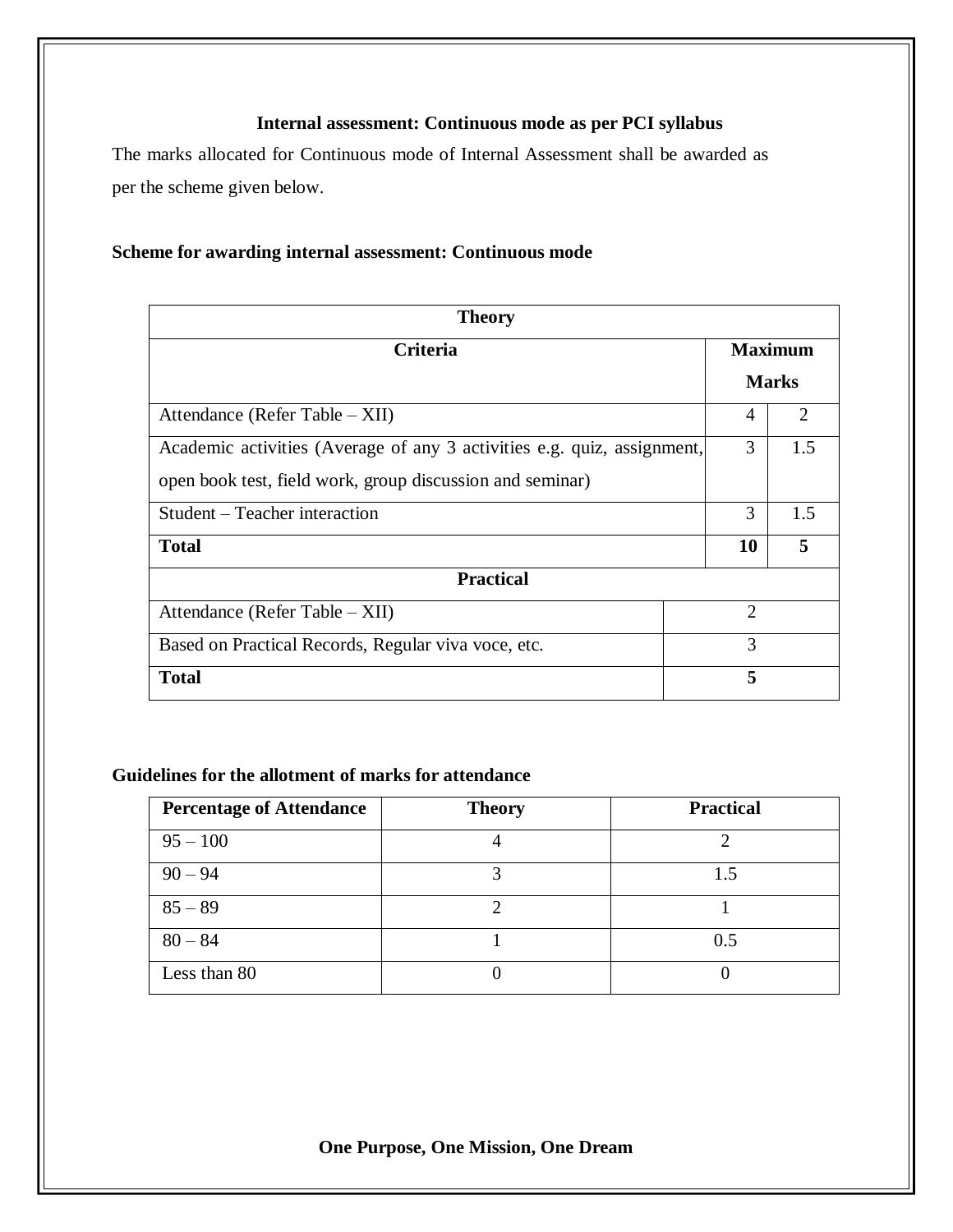### Internal assessment: Continuous mode as per PCI syllabus

The marks allocated for Continuous mode of Internal Assessment shall be awarded as per the scheme given below.

**Scheme for awarding internal assessment: Continuous mode**

| Theory | | |
|---|---|---|
| **Criteria** | **Maximum Marks** | |
| Attendance (Refer Table – XII) | 4 | 2 |
| Academic activities (Average of any 3 activities e.g. quiz, assignment, open book test, field work, group discussion and seminar) | 3 | 1.5 |
| Student – Teacher interaction | 3 | 1.5 |
| **Total** | **10** | **5** |
| **Practical** | | |
| Attendance (Refer Table – XII) | 2 | |
| Based on Practical Records, Regular viva voce, etc. | 3 | |
| **Total** | **5** | |

**Guidelines for the allotment of marks for attendance**

| Percentage of Attendance | Theory | Practical |
|---|---|---|
| 95 – 100 | 4 | 2 |
| 90 – 94 | 3 | 1.5 |
| 85 – 89 | 2 | 1 |
| 80 – 84 | 1 | 0.5 |
| Less than 80 | 0 | 0 |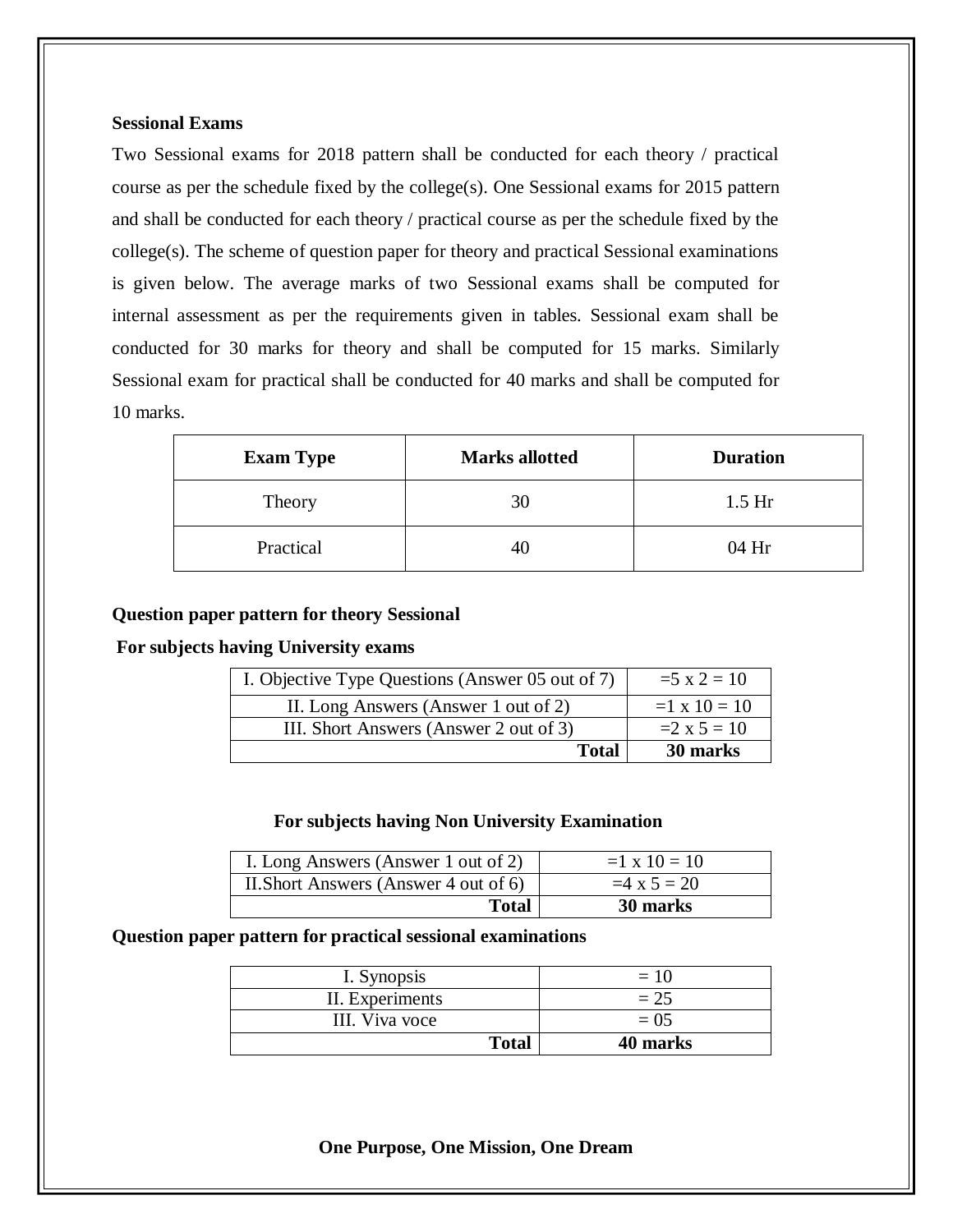**Sessional Exams**

Two Sessional exams for 2018 pattern shall be conducted for each theory / practical course as per the schedule fixed by the college(s). One Sessional exams for 2015 pattern and shall be conducted for each theory / practical course as per the schedule fixed by the college(s). The scheme of question paper for theory and practical Sessional examinations is given below. The average marks of two Sessional exams shall be computed for internal assessment as per the requirements given in tables. Sessional exam shall be conducted for 30 marks for theory and shall be computed for 15 marks. Similarly Sessional exam for practical shall be conducted for 40 marks and shall be computed for 10 marks.

| Exam Type | Marks allotted | Duration |
|---|---|---|
| Theory | 30 | 1.5 Hr |
| Practical | 40 | 04 Hr |

**Question paper pattern for theory Sessional**

**For subjects having University exams**

| | |
|---|---|
| I. Objective Type Questions (Answer 05 out of 7) | =5 x 2 = 10 |
| II. Long Answers (Answer 1 out of 2) | =1 x 10 = 10 |
| III. Short Answers (Answer 2 out of 3) | =2 x 5 = 10 |
| **Total** | **30 marks** |

**For subjects having Non University Examination**

| | |
|---|---|
| I. Long Answers (Answer 1 out of 2) | =1 x 10 = 10 |
| II.Short Answers (Answer 4 out of 6) | =4 x 5 = 20 |
| **Total** | **30 marks** |

**Question paper pattern for practical sessional examinations**

| | |
|---|---|
| I. Synopsis | = 10 |
| II. Experiments | = 25 |
| III. Viva voce | = 05 |
| **Total** | **40 marks** |

**One Purpose, One Mission, One Dream**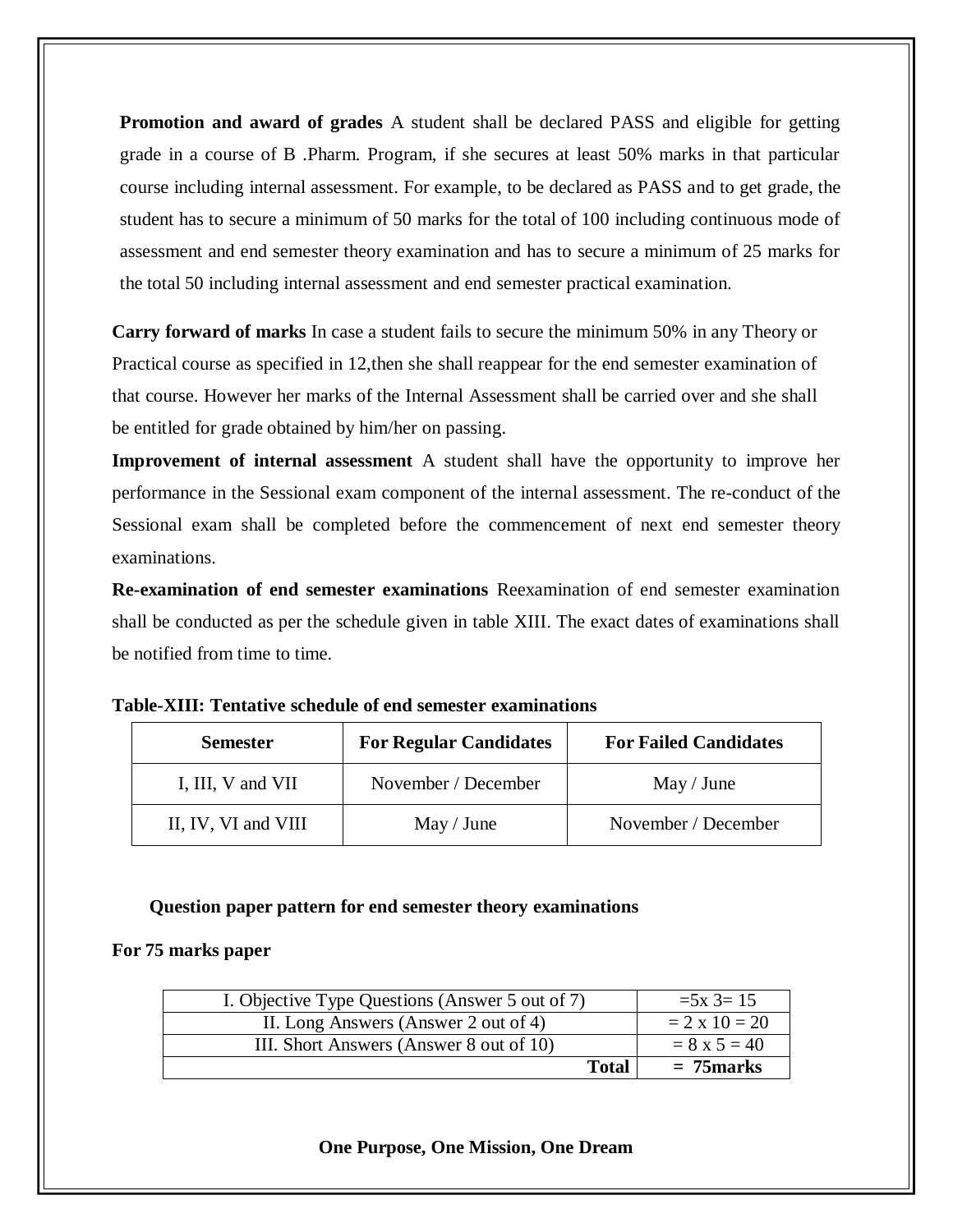**Promotion and award of grades** A student shall be declared PASS and eligible for getting grade in a course of B .Pharm. Program, if she secures at least 50% marks in that particular course including internal assessment. For example, to be declared as PASS and to get grade, the student has to secure a minimum of 50 marks for the total of 100 including continuous mode of assessment and end semester theory examination and has to secure a minimum of 25 marks for the total 50 including internal assessment and end semester practical examination.

**Carry forward of marks** In case a student fails to secure the minimum 50% in any Theory or Practical course as specified in 12,then she shall reappear for the end semester examination of that course. However her marks of the Internal Assessment shall be carried over and she shall be entitled for grade obtained by him/her on passing.

**Improvement of internal assessment** A student shall have the opportunity to improve her performance in the Sessional exam component of the internal assessment. The re-conduct of the Sessional exam shall be completed before the commencement of next end semester theory examinations.

**Re-examination of end semester examinations** Reexamination of end semester examination shall be conducted as per the schedule given in table XIII. The exact dates of examinations shall be notified from time to time.

**Table-XIII: Tentative schedule of end semester examinations**

| Semester | For Regular Candidates | For Failed Candidates |
|---|---|---|
| I, III, V and VII | November / December | May / June |
| II, IV, VI and VIII | May / June | November / December |

**Question paper pattern for end semester theory examinations**

**For 75 marks paper**

| | |
|---|---|
| I. Objective Type Questions (Answer 5 out of 7) | =5x 3= 15 |
| II. Long Answers (Answer 2 out of 4) | = 2 x 10 = 20 |
| III. Short Answers (Answer 8 out of 10) | = 8 x 5 = 40 |
| **Total** | **= 75marks** |

**One Purpose, One Mission, One Dream**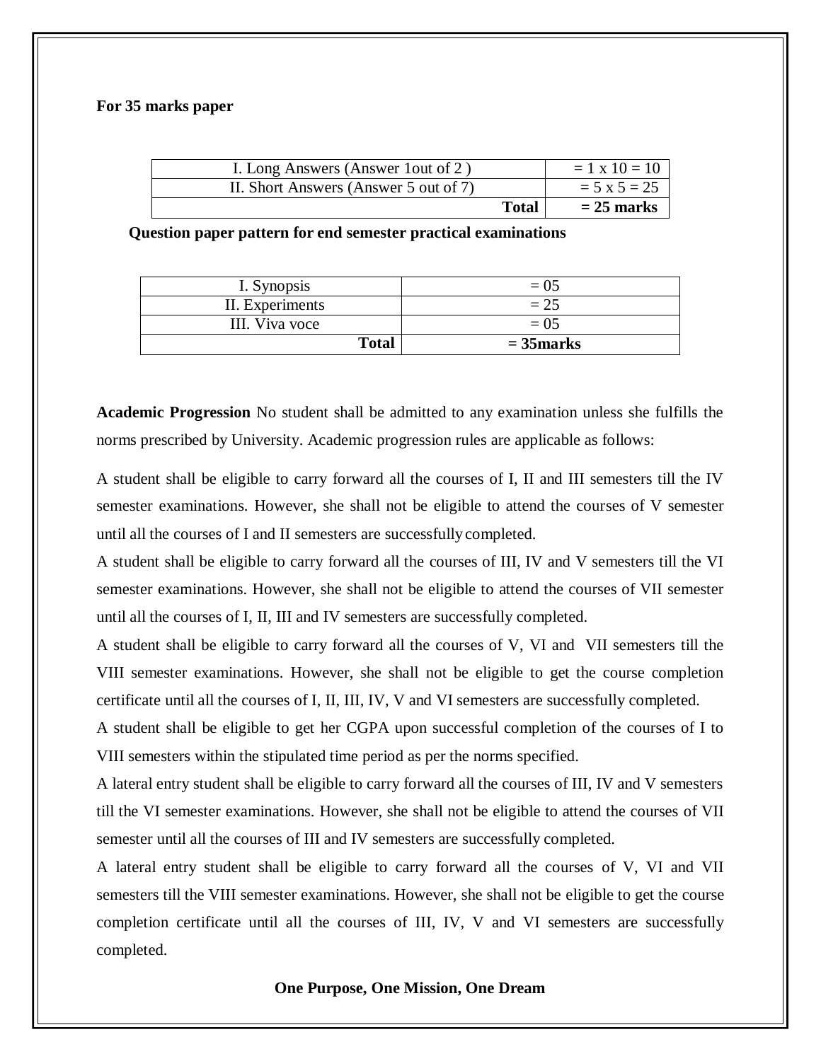**For 35 marks paper**

| | |
|---|---|
| I. Long Answers (Answer 1out of 2 ) | = 1 x 10 = 10 |
| II. Short Answers (Answer 5 out of 7) | = 5 x 5 = 25 |
| **Total** | **= 25 marks** |

**Question paper pattern for end semester practical examinations**

| | |
|---|---|
| I. Synopsis | = 05 |
| II. Experiments | = 25 |
| III. Viva voce | = 05 |
| **Total** | **= 35marks** |

**Academic Progression** No student shall be admitted to any examination unless she fulfills the norms prescribed by University. Academic progression rules are applicable as follows:

A student shall be eligible to carry forward all the courses of I, II and III semesters till the IV semester examinations. However, she shall not be eligible to attend the courses of V semester until all the courses of I and II semesters are successfully completed.

A student shall be eligible to carry forward all the courses of III, IV and V semesters till the VI semester examinations. However, she shall not be eligible to attend the courses of VII semester until all the courses of I, II, III and IV semesters are successfully completed.

A student shall be eligible to carry forward all the courses of V, VI and VII semesters till the VIII semester examinations. However, she shall not be eligible to get the course completion certificate until all the courses of I, II, III, IV, V and VI semesters are successfully completed.

A student shall be eligible to get her CGPA upon successful completion of the courses of I to VIII semesters within the stipulated time period as per the norms specified.

A lateral entry student shall be eligible to carry forward all the courses of III, IV and V semesters till the VI semester examinations. However, she shall not be eligible to attend the courses of VII semester until all the courses of III and IV semesters are successfully completed.

A lateral entry student shall be eligible to carry forward all the courses of V, VI and VII semesters till the VIII semester examinations. However, she shall not be eligible to get the course completion certificate until all the courses of III, IV, V and VI semesters are successfully completed.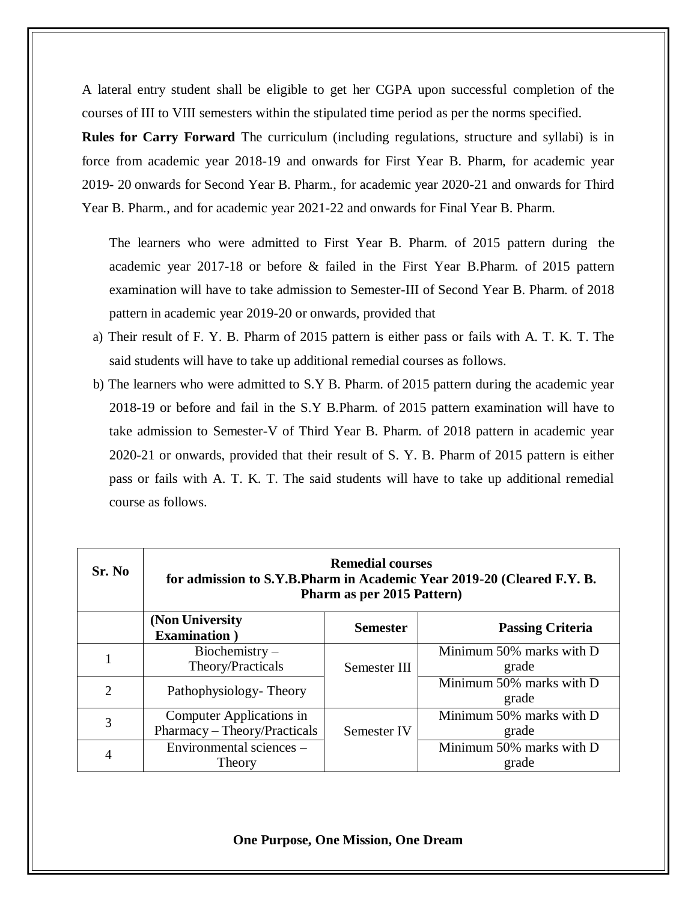A lateral entry student shall be eligible to get her CGPA upon successful completion of the courses of III to VIII semesters within the stipulated time period as per the norms specified.

**Rules for Carry Forward** The curriculum (including regulations, structure and syllabi) is in force from academic year 2018-19 and onwards for First Year B. Pharm, for academic year 2019- 20 onwards for Second Year B. Pharm., for academic year 2020-21 and onwards for Third Year B. Pharm., and for academic year 2021-22 and onwards for Final Year B. Pharm.

The learners who were admitted to First Year B. Pharm. of 2015 pattern during the academic year 2017-18 or before & failed in the First Year B.Pharm. of 2015 pattern examination will have to take admission to Semester-III of Second Year B. Pharm. of 2018 pattern in academic year 2019-20 or onwards, provided that

a) Their result of F. Y. B. Pharm of 2015 pattern is either pass or fails with A. T. K. T. The said students will have to take up additional remedial courses as follows.

b) The learners who were admitted to S.Y B. Pharm. of 2015 pattern during the academic year 2018-19 or before and fail in the S.Y B.Pharm. of 2015 pattern examination will have to take admission to Semester-V of Third Year B. Pharm. of 2018 pattern in academic year 2020-21 or onwards, provided that their result of S. Y. B. Pharm of 2015 pattern is either pass or fails with A. T. K. T. The said students will have to take up additional remedial course as follows.

| Sr. No | Remedial courses for admission to S.Y.B.Pharm in Academic Year 2019-20 (Cleared F.Y. B. Pharm as per 2015 Pattern) | | |
|---|---|---|---|
| | **(Non University Examination )** | **Semester** | **Passing Criteria** |
| 1 | Biochemistry – Theory/Practicals | Semester III | Minimum 50% marks with D grade |
| 2 | Pathophysiology- Theory | | Minimum 50% marks with D grade |
| 3 | Computer Applications in Pharmacy – Theory/Practicals | Semester IV | Minimum 50% marks with D grade |
| 4 | Environmental sciences – Theory | | Minimum 50% marks with D grade |

**One Purpose, One Mission, One Dream**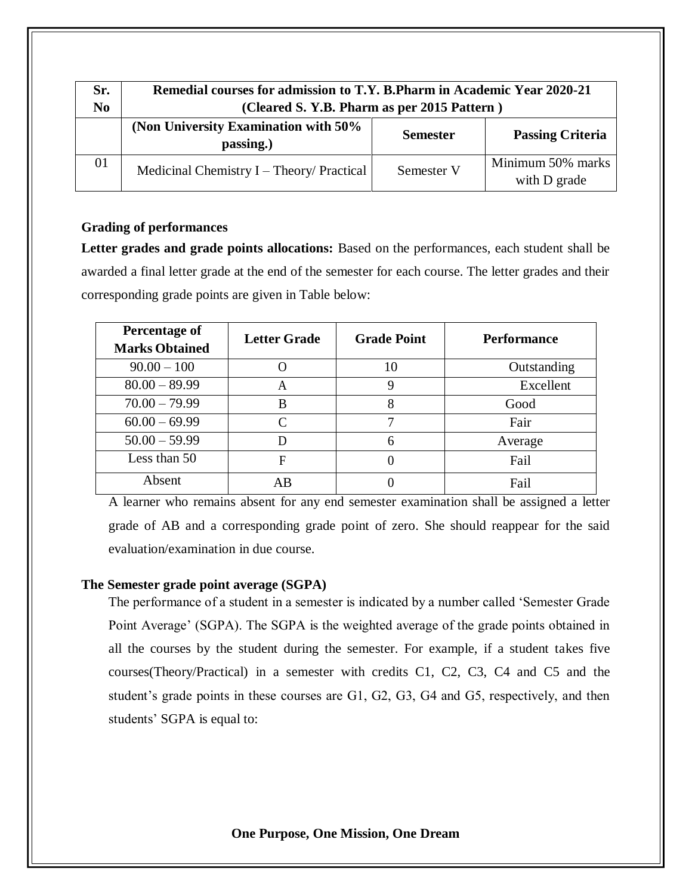| Sr. No | Remedial courses for admission to T.Y. B.Pharm in Academic Year 2020-21 (Cleared S. Y.B. Pharm as per 2015 Pattern ) | | |
|---|---|---|---|
| | **(Non University Examination with 50% passing.)** | **Semester** | **Passing Criteria** |
| 01 | Medicinal Chemistry I – Theory/ Practical | Semester V | Minimum 50% marks with D grade |

**Grading of performances**

**Letter grades and grade points allocations:** Based on the performances, each student shall be awarded a final letter grade at the end of the semester for each course. The letter grades and their corresponding grade points are given in Table below:

| Percentage of Marks Obtained | Letter Grade | Grade Point | Performance |
|---|---|---|---|
| 90.00 – 100 | O | 10 | Outstanding |
| 80.00 – 89.99 | A | 9 | Excellent |
| 70.00 – 79.99 | B | 8 | Good |
| 60.00 – 69.99 | C | 7 | Fair |
| 50.00 – 59.99 | D | 6 | Average |
| Less than 50 | F | 0 | Fail |
| Absent | AB | 0 | Fail |

A learner who remains absent for any end semester examination shall be assigned a letter grade of AB and a corresponding grade point of zero. She should reappear for the said evaluation/examination in due course.

**The Semester grade point average (SGPA)**

The performance of a student in a semester is indicated by a number called 'Semester Grade Point Average' (SGPA). The SGPA is the weighted average of the grade points obtained in all the courses by the student during the semester. For example, if a student takes five courses(Theory/Practical) in a semester with credits C1, C2, C3, C4 and C5 and the student's grade points in these courses are G1, G2, G3, G4 and G5, respectively, and then students' SGPA is equal to:

**One Purpose, One Mission, One Dream**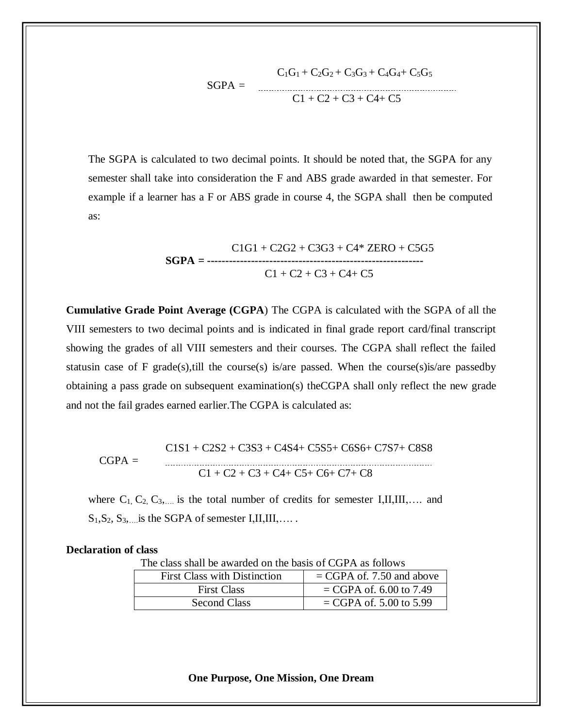$$SGPA = \frac{C_1G_1 + C_2G_2 + C_3G_3 + C_4G_4 + C_5G_5}{C1 + C2 + C3 + C4 + C5}$$

The SGPA is calculated to two decimal points. It should be noted that, the SGPA for any semester shall take into consideration the F and ABS grade awarded in that semester. For example if a learner has a F or ABS grade in course 4, the SGPA shall then be computed as:

$$\textbf{SGPA} = \frac{C1G1 + C2G2 + C3G3 + C4 * ZERO + C5G5}{C1 + C2 + C3 + C4 + C5}$$

**Cumulative Grade Point Average (CGPA**) The CGPA is calculated with the SGPA of all the VIII semesters to two decimal points and is indicated in final grade report card/final transcript showing the grades of all VIII semesters and their courses. The CGPA shall reflect the failed statusin case of F grade(s),till the course(s) is/are passed. When the course(s)is/are passedby obtaining a pass grade on subsequent examination(s) theCGPA shall only reflect the new grade and not the fail grades earned earlier.The CGPA is calculated as:

$$CGPA = \frac{C1S1 + C2S2 + C3S3 + C4S4 + C5S5 + C6S6 + C7S7 + C8S8}{C1 + C2 + C3 + C4 + C5 + C6 + C7 + C8}$$

where $C_1, C_2, C_3, \ldots$ is the total number of credits for semester I,II,III,…. and $S_1, S_2, S_3, \ldots$ is the SGPA of semester I,II,III,…. .

**Declaration of class**

The class shall be awarded on the basis of CGPA as follows

| First Class with Distinction | = CGPA of. 7.50 and above |
|---|---|
| First Class | = CGPA of. 6.00 to 7.49 |
| Second Class | = CGPA of. 5.00 to 5.99 |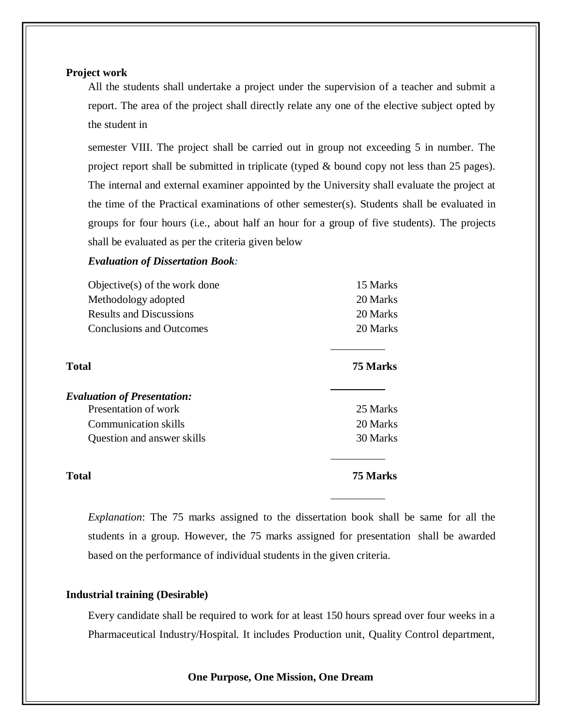**Project work**

All the students shall undertake a project under the supervision of a teacher and submit a report. The area of the project shall directly relate any one of the elective subject opted by the student in

semester VIII. The project shall be carried out in group not exceeding 5 in number. The project report shall be submitted in triplicate (typed & bound copy not less than 25 pages). The internal and external examiner appointed by the University shall evaluate the project at the time of the Practical examinations of other semester(s). Students shall be evaluated in groups for four hours (i.e., about half an hour for a group of five students). The projects shall be evaluated as per the criteria given below

***Evaluation of Dissertation Book:***

| | |
|---|---|
| Objective(s) of the work done | 15 Marks |
| Methodology adopted | 20 Marks |
| Results and Discussions | 20 Marks |
| Conclusions and Outcomes | 20 Marks |
| **Total** | **75 Marks** |

***Evaluation of Presentation:***

| | |
|---|---|
| Presentation of work | 25 Marks |
| Communication skills | 20 Marks |
| Question and answer skills | 30 Marks |
| **Total** | **75 Marks** |

*Explanation*: The 75 marks assigned to the dissertation book shall be same for all the students in a group. However, the 75 marks assigned for presentation shall be awarded based on the performance of individual students in the given criteria.

**Industrial training (Desirable)**

Every candidate shall be required to work for at least 150 hours spread over four weeks in a Pharmaceutical Industry/Hospital. It includes Production unit, Quality Control department,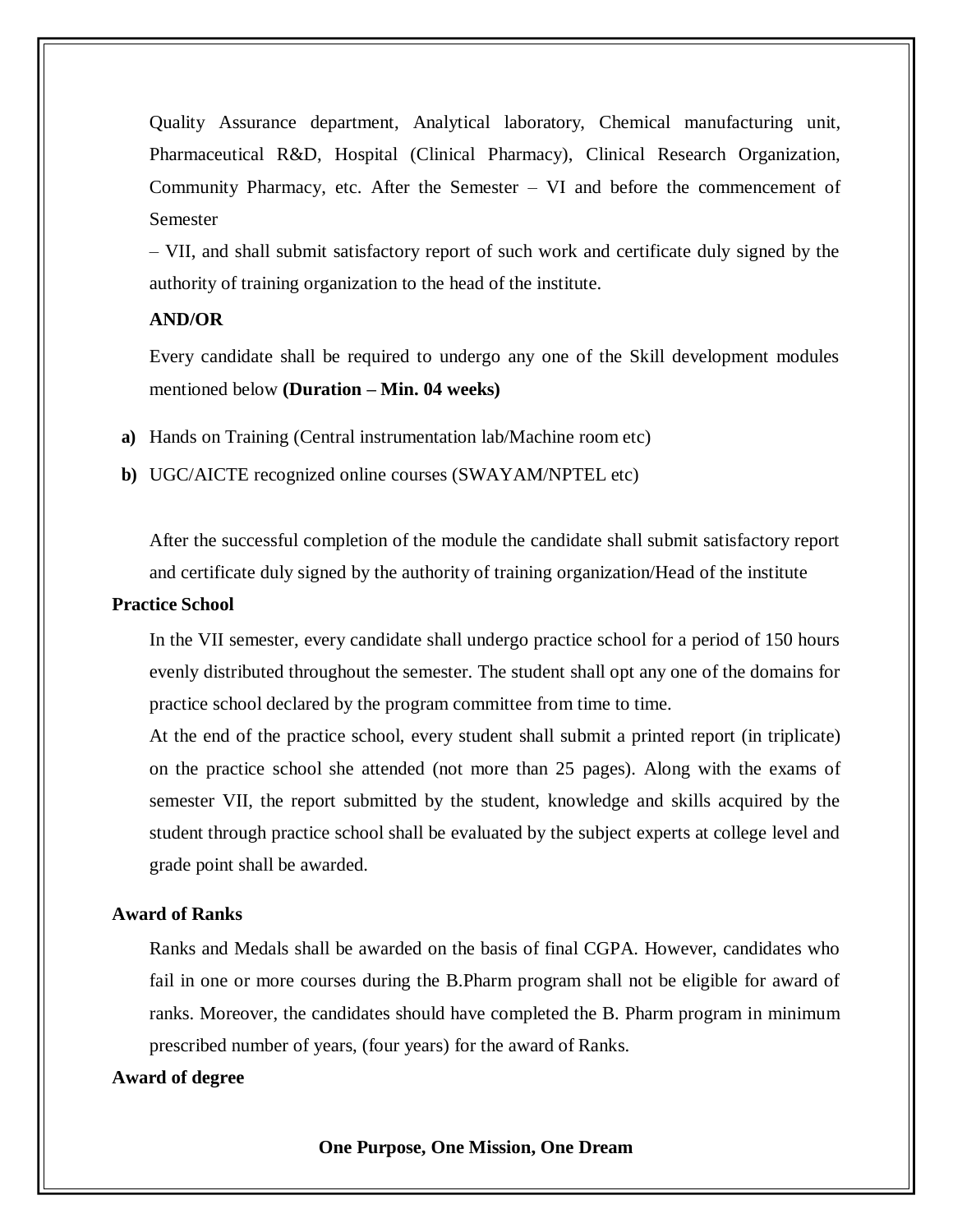Quality Assurance department, Analytical laboratory, Chemical manufacturing unit, Pharmaceutical R&D, Hospital (Clinical Pharmacy), Clinical Research Organization, Community Pharmacy, etc. After the Semester – VI and before the commencement of Semester

– VII, and shall submit satisfactory report of such work and certificate duly signed by the authority of training organization to the head of the institute.

**AND/OR**

Every candidate shall be required to undergo any one of the Skill development modules mentioned below **(Duration – Min. 04 weeks)**

**a)** Hands on Training (Central instrumentation lab/Machine room etc)

**b)** UGC/AICTE recognized online courses (SWAYAM/NPTEL etc)

After the successful completion of the module the candidate shall submit satisfactory report and certificate duly signed by the authority of training organization/Head of the institute

**Practice School**

In the VII semester, every candidate shall undergo practice school for a period of 150 hours evenly distributed throughout the semester. The student shall opt any one of the domains for practice school declared by the program committee from time to time.

At the end of the practice school, every student shall submit a printed report (in triplicate) on the practice school she attended (not more than 25 pages). Along with the exams of semester VII, the report submitted by the student, knowledge and skills acquired by the student through practice school shall be evaluated by the subject experts at college level and grade point shall be awarded.

**Award of Ranks**

Ranks and Medals shall be awarded on the basis of final CGPA. However, candidates who fail in one or more courses during the B.Pharm program shall not be eligible for award of ranks. Moreover, the candidates should have completed the B. Pharm program in minimum prescribed number of years, (four years) for the award of Ranks.

**Award of degree**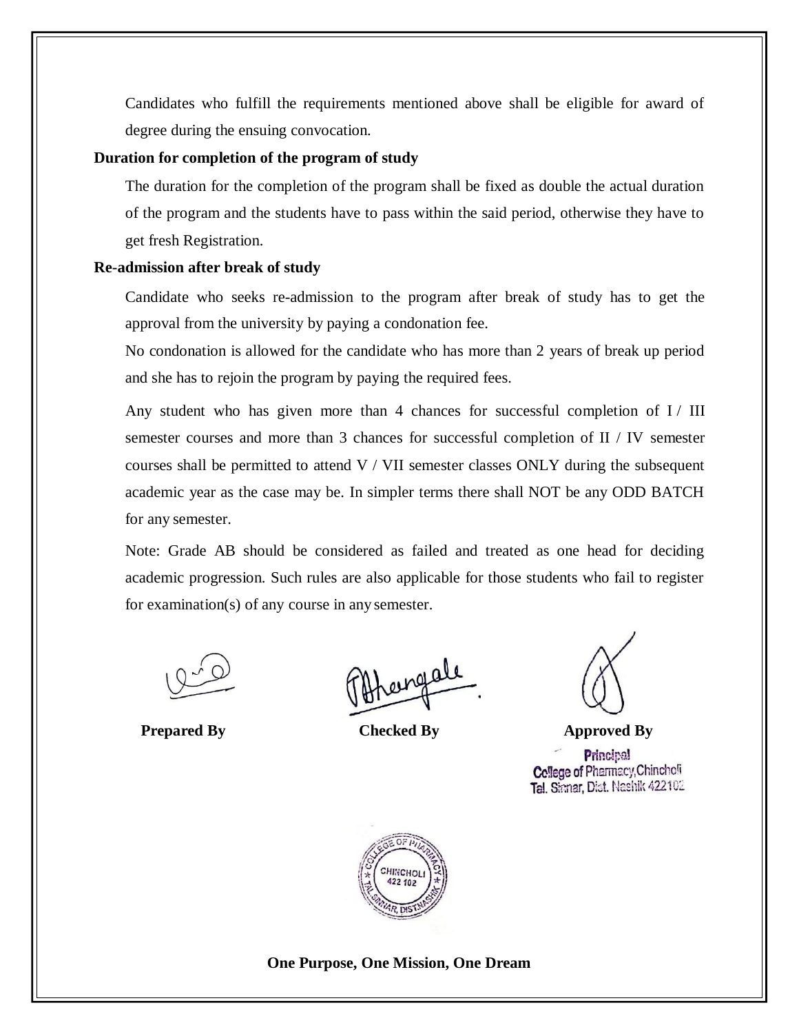Candidates who fulfill the requirements mentioned above shall be eligible for award of degree during the ensuing convocation.

**Duration for completion of the program of study**

The duration for the completion of the program shall be fixed as double the actual duration of the program and the students have to pass within the said period, otherwise they have to get fresh Registration.

**Re-admission after break of study**

Candidate who seeks re-admission to the program after break of study has to get the approval from the university by paying a condonation fee.

No condonation is allowed for the candidate who has more than 2 years of break up period and she has to rejoin the program by paying the required fees.

Any student who has given more than 4 chances for successful completion of I / III semester courses and more than 3 chances for successful completion of II / IV semester courses shall be permitted to attend V / VII semester classes ONLY during the subsequent academic year as the case may be. In simpler terms there shall NOT be any ODD BATCH for any semester.

Note: Grade AB should be considered as failed and treated as one head for deciding academic progression. Such rules are also applicable for those students who fail to register for examination(s) of any course in any semester.

**Prepared By** **Checked By** **Approved By**

Principal
College of Pharmacy, Chincholi
Tal. Sinnar, Dist. Nashik 422102

COLLEGE OF PHARMACY CHINCHOLI 422 102 TAL. SINNAR, DIST. NASHIK

**One Purpose, One Mission, One Dream**